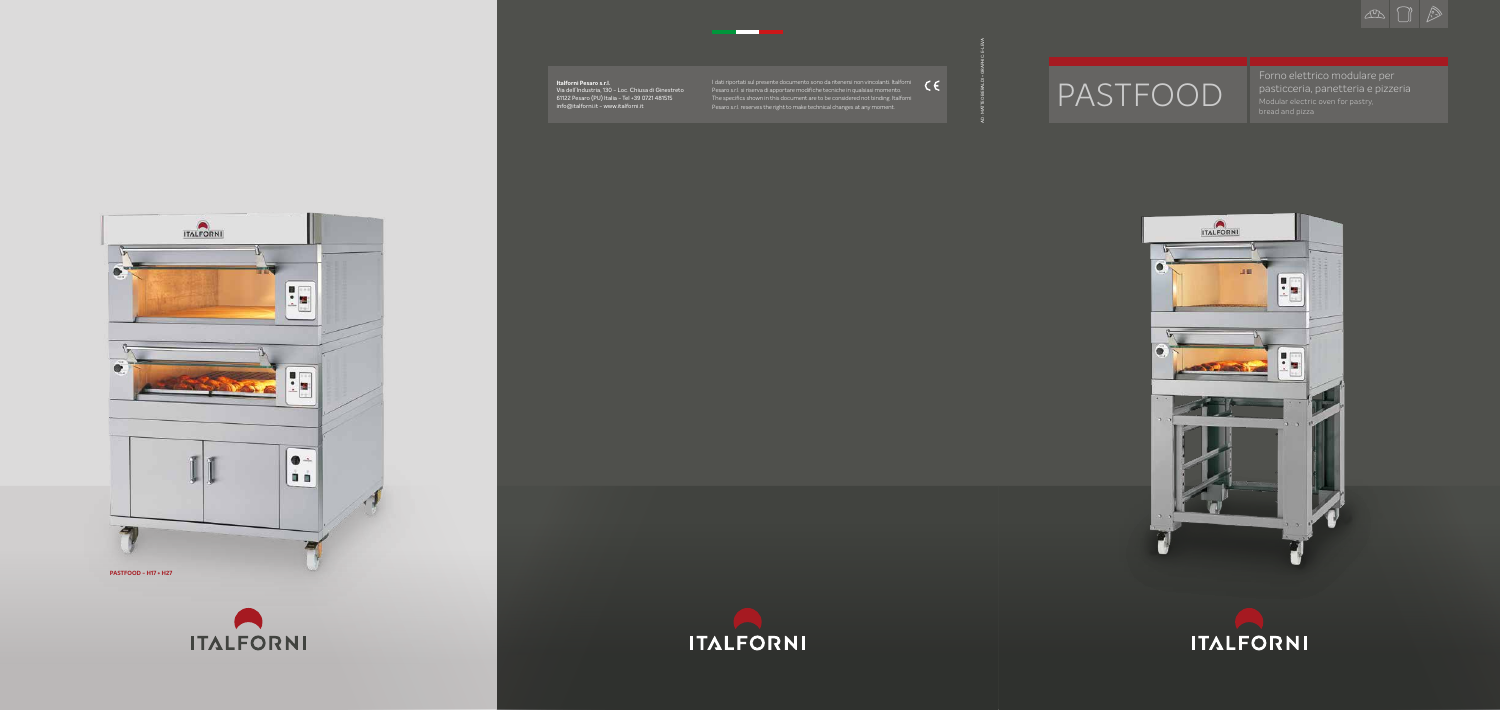# PASTFOOD

Forno elettrico modulare per pasticceria, panetteria e pizzeria

Modular electric oven for pastry, bread and pizza

**Italforni Pesaro s.r.l.**
Via dell'Industria, 130 - Loc. Chiusa di Ginestreto
61122 Pesaro (PU) Italia - Tel +39 0721 481515
info@italforni.it - www.italforni.it

I dati riportati sul presente documento sono da ritenersi non vincolanti. Italforni Pesaro s.r.l. si riserva di apportare modifiche tecniche in qualsiasi momento.
The specifics shown in this document are to be considered not binding. Italforni Pesaro s.r.l. reserves the right to make technical changes at any moment.

PASTFOOD - H17 + H27

ITALFORNI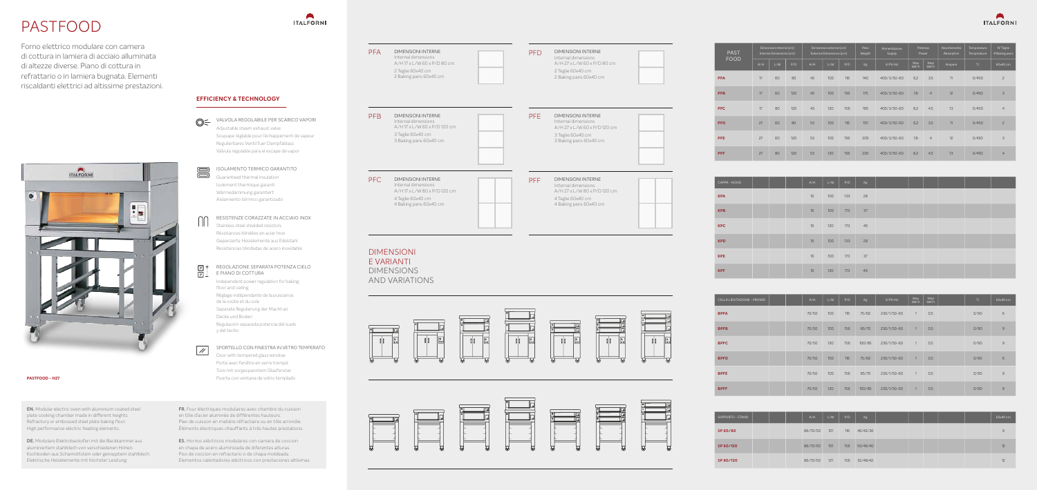# PASTFOOD

Forno elettrico modulare con camera di cottura in lamiera di acciaio alluminata di altezze diverse. Piano di cottura in refrattario o in lamiera bugnata. Elementi riscaldanti elettrici ad altissime prestazioni.

**PASTFOOD - H27**

## EFFICIENCY & TECHNOLOGY

VALVOLA REGOLABILE PER SCARICO VAPORI
Adjustable steam exhaust valve
Soupape réglable pour l'échappement de vapeur
Regulierbares Ventil fuer Dampfablass
Válvula regulable para el escape de vapor

ISOLAMENTO TERMICO GARANTITO
Guaranteed thermal insulation
Isolement thermique garanti
Wärmedämmung garantiert
Aislamiento térmico garantizado

RESISTENZE CORAZZATE IN ACCIAIO INOX
Stainless steel shielded resistors
Résistances blindées en acier Inox
Gepanzerte Heizelemente aus Edelstahl
Resistencias blindadas de acero inoxidable

REGOLAZIONE SEPARATA POTENZA CIELO E PIANO DI COTTURA
Independent power regulation for baking floor and ceiling
Réglage indépendante de la puissance de la voûte et du sole
Separate Regulierung der Macht an Decke und Boden
Regulación separada potencia del suelo y del techo

SPORTELLO CON FINESTRA IN VETRO TEMPERATO
Door with tempered glass window
Porte avec fenêtre en verre trempé
Türe mit vorgespanntem Glasfenster
Puerta con ventana de vidrio templado

**EN.** Modular electric oven with aluminium coated steel plate cooking chamber made in different heights. Refractory or embossed steel plate baking floor. High performance electric heating elements.

**DE.** Modulare Elektrobackofen mit die Backkammer aus aluminiertem stahlblech von verschiedenen Höhen. Kochboden aus Schamottstein oder genoptem stahlblech. Elektrische Heizelemente mit höchster Leistung.

**FR.** Four électriques modulaires avec chambre du cuisson en tôle d'acier aluminé de différentes hauteurs. Plan de cuisson en matière réfractaire ou en tôle arrondie. Éléments électriques chauffants à très hautes prestations.

**ES.** Hornos eléctricos modulares con camara de coccion en chapa de acero aluminizada de diferentes alturas. Piso de coccion en refractario o de chapa moldeada. Elementos calentadores eléctricos con prestaciones altísimas.

## DIMENSIONI E VARIANTI
## DIMENSIONS AND VARIATIONS

**PFA** DIMENSIONI INTERNE
Internal dimensions
A/H 17 x L/W 60 x P/D 80 cm
2 Teglie 60x40 cm
2 Baking pans 60x40 cm

**PFB** DIMENSIONI INTERNE
Internal dimensions
A/H 17 x L/W 60 x P/D 120 cm
3 Teglie 60x40 cm
3 Baking pans 60x40 cm

**PFC** DIMENSIONI INTERNE
Internal dimensions
A/H 17 x L/W 80 x P/D 120 cm
4 Teglie 60x40 cm
4 Baking pans 60x40 cm

**PFD** DIMENSIONI INTERNE
Internal dimensions
A/H 27 x L/W 60 x P/D 80 cm
2 Teglie 60x40 cm
2 Baking pans 60x40 cm

**PFE** DIMENSIONI INTERNE
Internal dimensions
A/H 27 x L/W 60 x P/D 120 cm
3 Teglie 60x40 cm
3 Baking pans 60x40 cm

**PFF** DIMENSIONI INTERNE
Internal dimensions
A/H 27 x L/W 80 x P/D 120 cm
4 Teglie 60x40 cm
4 Baking pans 60x40 cm

| PAST FOOD | Dimensioni interne (cm) Internal Dimensions (cm) | | | Dimensioni esterne (cm) External Dimensions (cm) | | | Peso Weight | Alimentazione Supply | Potenza Power | | Assorbimento Absorption | Temperatura Temperature | N° Teglie # Baking pans |
|---|---|---|---|---|---|---|---|---|---|---|---|---|---|
| | A/H | L/W | P/D | A/H | L/W | P/D | Kg | V/Ph/Hz | Max kW/h | Med kW/h | Ampere | °C | 60x40 cm |
| **PFA** | 17 | 60 | 80 | 43 | 100 | 116 | 140 | 400/3/50-60 | 6,2 | 3,5 | 11 | 0/450 | 2 |
| **PFB** | 17 | 60 | 120 | 43 | 100 | 156 | 175 | 400/3/50-60 | 7,8 | 4 | 12 | 0/450 | 3 |
| **PFC** | 17 | 80 | 120 | 43 | 120 | 156 | 190 | 400/3/50-60 | 8,2 | 4,5 | 13 | 0/450 | 4 |
| **PFD** | 27 | 60 | 80 | 53 | 100 | 116 | 170 | 400/3/50-60 | 6,2 | 3,5 | 11 | 0/450 | 2 |
| **PFE** | 27 | 60 | 120 | 53 | 100 | 156 | 205 | 400/3/50-60 | 7,8 | 4 | 12 | 0/450 | 3 |
| **PFF** | 27 | 80 | 120 | 53 | 120 | 156 | 220 | 400/3/50-60 | 8,2 | 4,5 | 13 | 0/450 | 4 |

| CAPPA - HOOD | | | | A/H | L/W | P/D | Kg | | | | | | |
|---|---|---|---|---|---|---|---|---|---|---|---|---|---|
| **KPA** | | | | 16 | 100 | 133 | 28 | | | | | | |
| **KPB** | | | | 16 | 100 | 173 | 37 | | | | | | |
| **KPC** | | | | 16 | 120 | 173 | 40 | | | | | | |
| **KPD** | | | | 16 | 100 | 133 | 28 | | | | | | |
| **KPE** | | | | 16 | 100 | 173 | 37 | | | | | | |
| **KPF** | | | | 16 | 120 | 173 | 40 | | | | | | |

| CELLA LIEVITAZIONE - PROVER | | | | A/H | L/W | P/D | Kg | V/Ph/Hz | Max kW/h | Med kW/h | | °C | 60x40 cm |
|---|---|---|---|---|---|---|---|---|---|---|---|---|---|
| **BPFA** | | | | 70/50 | 100 | 116 | 75/60 | 230/1/50-60 | 1 | 0,5 | | 0/90 | 6 |
| **BPFB** | | | | 70/50 | 100 | 156 | 85/70 | 230/1/50-60 | 1 | 0,5 | | 0/90 | 9 |
| **BPFC** | | | | 70/50 | 120 | 156 | 100/85 | 230/1/50-60 | 1 | 0,5 | | 0/90 | 9 |
| **BPFD** | | | | 70/50 | 100 | 116 | 75/60 | 230/1/50-60 | 1 | 0,5 | | 0/90 | 6 |
| **BPFE** | | | | 70/50 | 100 | 156 | 85/70 | 230/1/50-60 | 1 | 0,5 | | 0/90 | 9 |
| **BPFF** | | | | 70/50 | 120 | 156 | 100/85 | 230/1/50-60 | 1 | 0,5 | | 0/90 | 9 |

| SUPPORTO - STAND | | | | A/H | L/W | P/D | Kg | | | | | | 60x40 cm |
|---|---|---|---|---|---|---|---|---|---|---|---|---|---|
| **SP 60/80** | | | | 86/70/50 | 101 | 116 | 46/42/36 | | | | | | 9 |
| **SP 60/120** | | | | 86/70/50 | 101 | 156 | 50/46/40 | | | | | | 12 |
| **SP 80/120** | | | | 86/70/50 | 121 | 156 | 52/48/42 | | | | | | 12 |